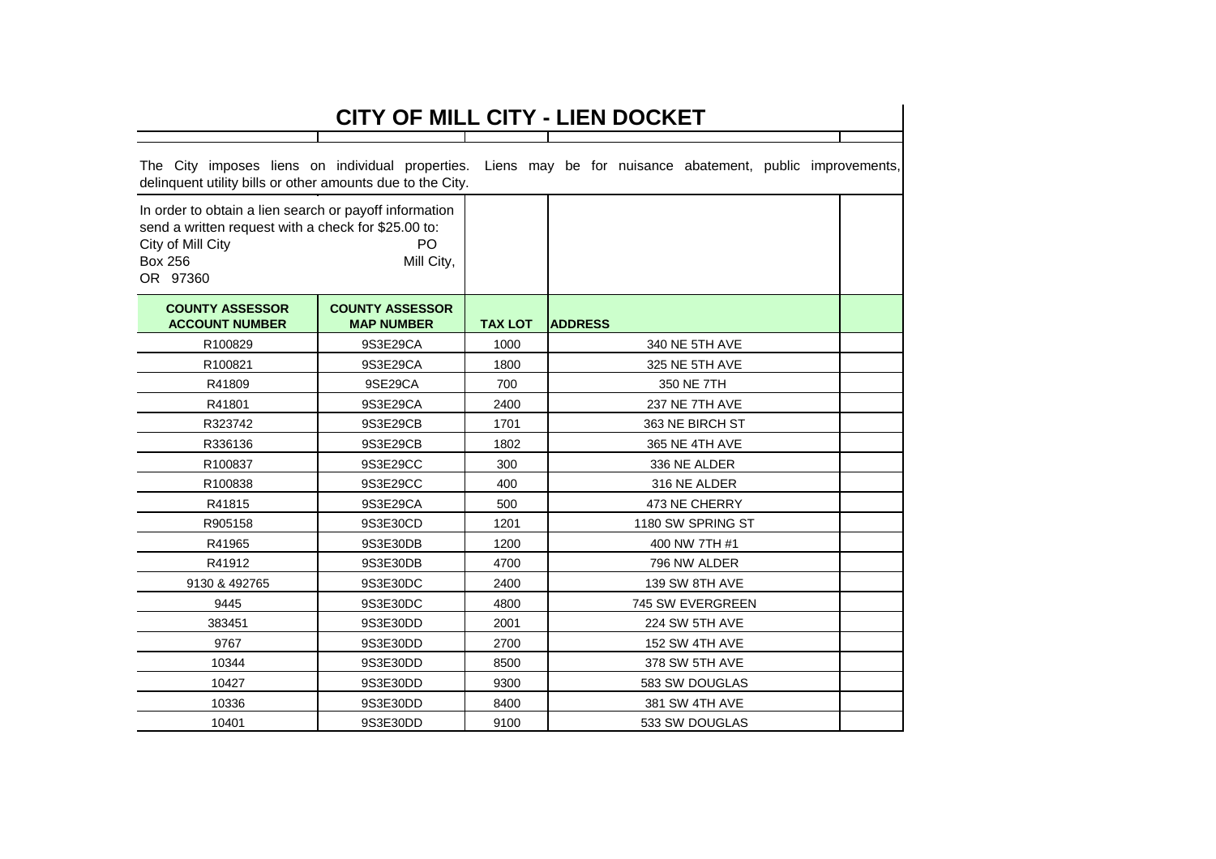# CITY OF MILL CITY - LIEN DOCKET

The City imposes liens on individual properties. Liens may be for nuisance abatement, public improvements, delinquent utility bills or other amounts due to the City.

In order to obtain a lien search or payoff information send a written request with a check for $25.00 to:
City of Mill City PO Box 256 Mill City, OR 97360

| COUNTY ASSESSOR ACCOUNT NUMBER | COUNTY ASSESSOR MAP NUMBER | TAX LOT | ADDRESS | |
|---|---|---|---|---|
| R100829 | 9S3E29CA | 1000 | 340 NE 5TH AVE | |
| R100821 | 9S3E29CA | 1800 | 325 NE 5TH AVE | |
| R41809 | 9SE29CA | 700 | 350 NE 7TH | |
| R41801 | 9S3E29CA | 2400 | 237 NE 7TH AVE | |
| R323742 | 9S3E29CB | 1701 | 363 NE BIRCH ST | |
| R336136 | 9S3E29CB | 1802 | 365 NE 4TH AVE | |
| R100837 | 9S3E29CC | 300 | 336 NE ALDER | |
| R100838 | 9S3E29CC | 400 | 316 NE ALDER | |
| R41815 | 9S3E29CA | 500 | 473 NE CHERRY | |
| R905158 | 9S3E30CD | 1201 | 1180 SW SPRING ST | |
| R41965 | 9S3E30DB | 1200 | 400 NW 7TH #1 | |
| R41912 | 9S3E30DB | 4700 | 796 NW ALDER | |
| 9130 & 492765 | 9S3E30DC | 2400 | 139 SW 8TH AVE | |
| 9445 | 9S3E30DC | 4800 | 745 SW EVERGREEN | |
| 383451 | 9S3E30DD | 2001 | 224 SW 5TH AVE | |
| 9767 | 9S3E30DD | 2700 | 152 SW 4TH AVE | |
| 10344 | 9S3E30DD | 8500 | 378 SW 5TH AVE | |
| 10427 | 9S3E30DD | 9300 | 583 SW DOUGLAS | |
| 10336 | 9S3E30DD | 8400 | 381 SW 4TH AVE | |
| 10401 | 9S3E30DD | 9100 | 533 SW DOUGLAS | |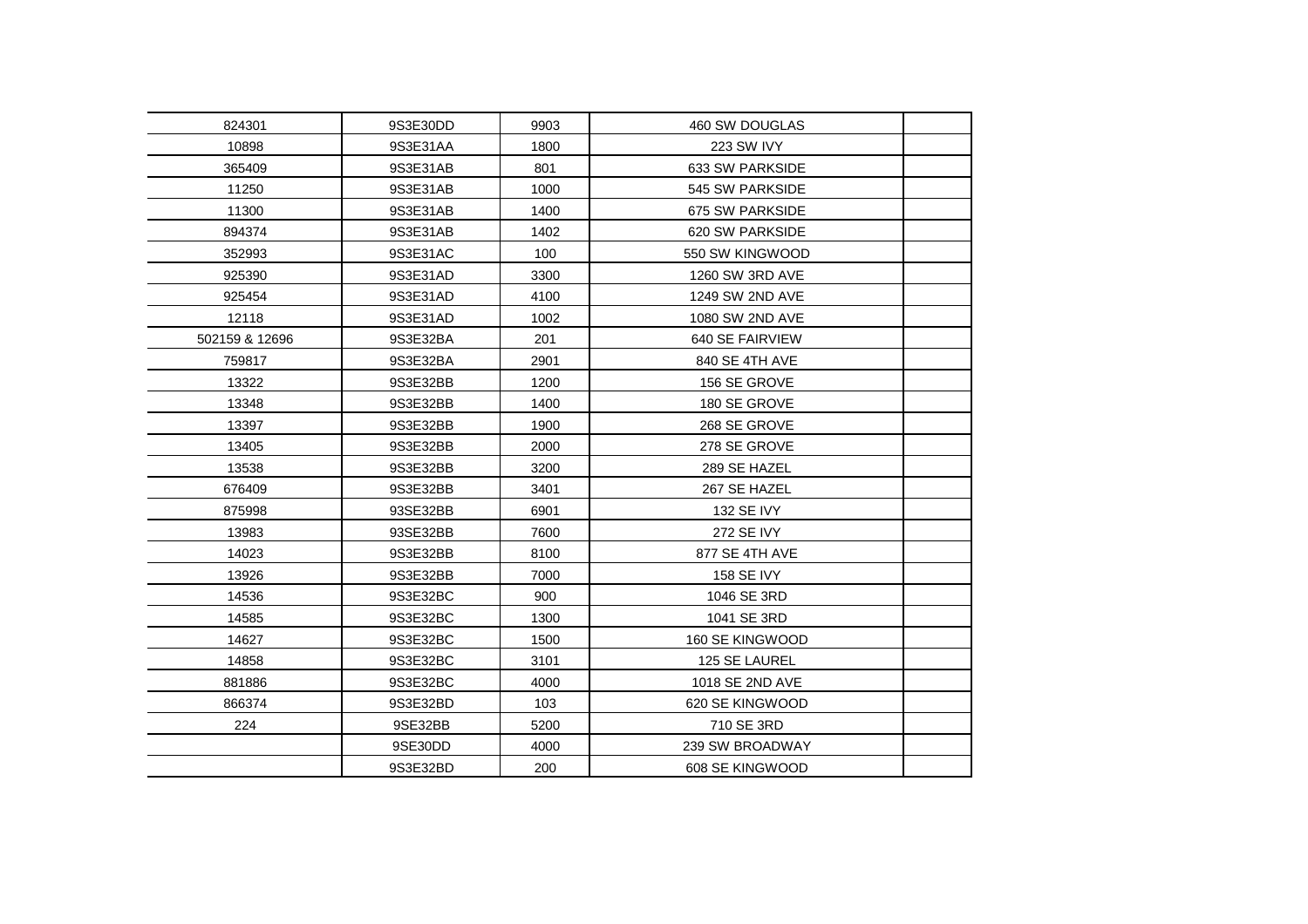| | | | | |
|---|---|---|---|---|
| 824301 | 9S3E30DD | 9903 | 460 SW DOUGLAS | |
| 10898 | 9S3E31AA | 1800 | 223 SW IVY | |
| 365409 | 9S3E31AB | 801 | 633 SW PARKSIDE | |
| 11250 | 9S3E31AB | 1000 | 545 SW PARKSIDE | |
| 11300 | 9S3E31AB | 1400 | 675 SW PARKSIDE | |
| 894374 | 9S3E31AB | 1402 | 620 SW PARKSIDE | |
| 352993 | 9S3E31AC | 100 | 550 SW KINGWOOD | |
| 925390 | 9S3E31AD | 3300 | 1260 SW 3RD AVE | |
| 925454 | 9S3E31AD | 4100 | 1249 SW 2ND AVE | |
| 12118 | 9S3E31AD | 1002 | 1080 SW 2ND AVE | |
| 502159 & 12696 | 9S3E32BA | 201 | 640 SE FAIRVIEW | |
| 759817 | 9S3E32BA | 2901 | 840 SE 4TH AVE | |
| 13322 | 9S3E32BB | 1200 | 156 SE GROVE | |
| 13348 | 9S3E32BB | 1400 | 180 SE GROVE | |
| 13397 | 9S3E32BB | 1900 | 268 SE GROVE | |
| 13405 | 9S3E32BB | 2000 | 278 SE GROVE | |
| 13538 | 9S3E32BB | 3200 | 289 SE HAZEL | |
| 676409 | 9S3E32BB | 3401 | 267 SE HAZEL | |
| 875998 | 93SE32BB | 6901 | 132 SE IVY | |
| 13983 | 93SE32BB | 7600 | 272 SE IVY | |
| 14023 | 9S3E32BB | 8100 | 877 SE 4TH AVE | |
| 13926 | 9S3E32BB | 7000 | 158 SE IVY | |
| 14536 | 9S3E32BC | 900 | 1046 SE 3RD | |
| 14585 | 9S3E32BC | 1300 | 1041 SE 3RD | |
| 14627 | 9S3E32BC | 1500 | 160 SE KINGWOOD | |
| 14858 | 9S3E32BC | 3101 | 125 SE LAUREL | |
| 881886 | 9S3E32BC | 4000 | 1018 SE 2ND AVE | |
| 866374 | 9S3E32BD | 103 | 620 SE KINGWOOD | |
| 224 | 9SE32BB | 5200 | 710 SE 3RD | |
| | 9SE30DD | 4000 | 239 SW BROADWAY | |
| | 9S3E32BD | 200 | 608 SE KINGWOOD | |